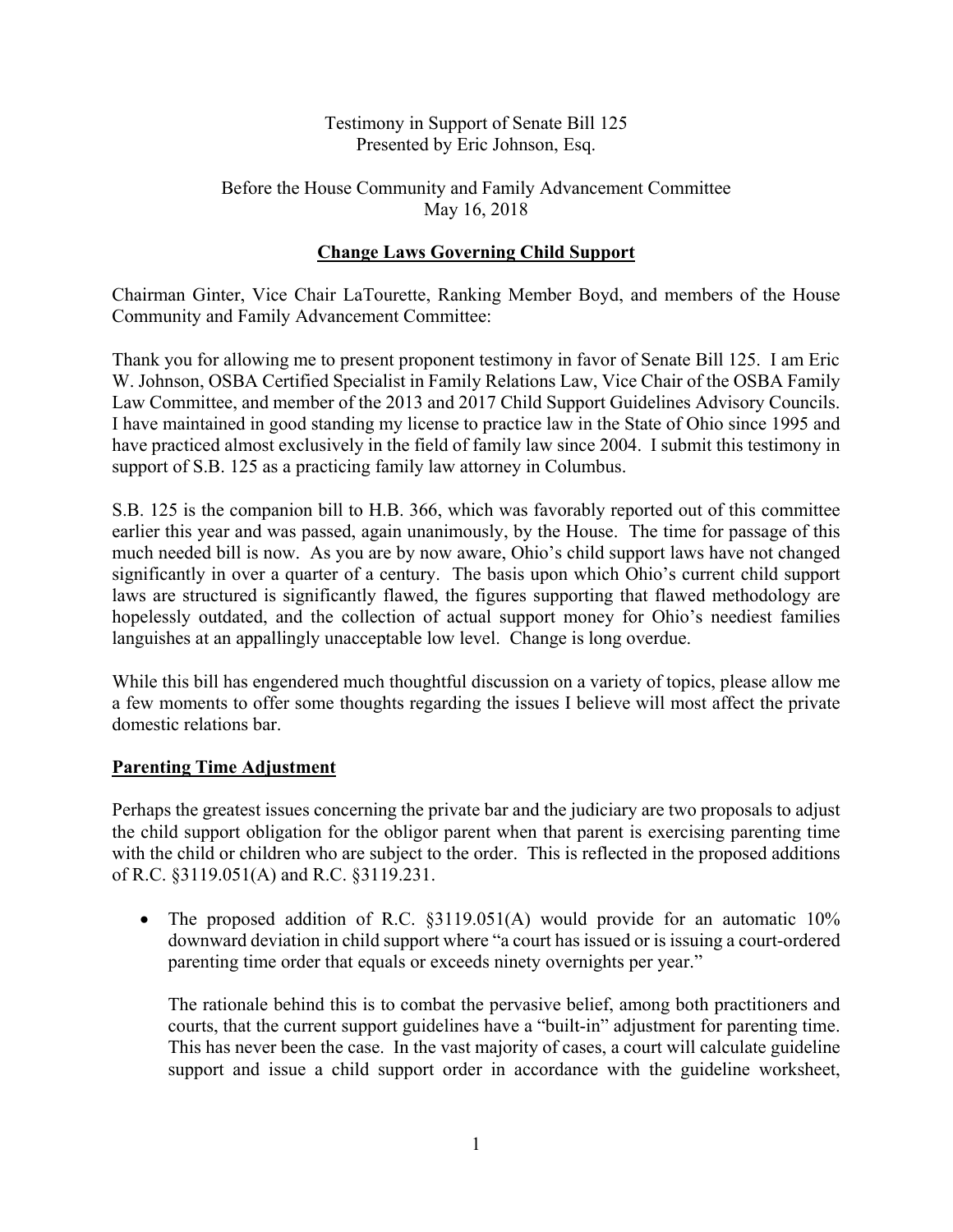Testimony in Support of Senate Bill 125
Presented by Eric Johnson, Esq.

Before the House Community and Family Advancement Committee
May 16, 2018

## Change Laws Governing Child Support

Chairman Ginter, Vice Chair LaTourette, Ranking Member Boyd, and members of the House Community and Family Advancement Committee:

Thank you for allowing me to present proponent testimony in favor of Senate Bill 125. I am Eric W. Johnson, OSBA Certified Specialist in Family Relations Law, Vice Chair of the OSBA Family Law Committee, and member of the 2013 and 2017 Child Support Guidelines Advisory Councils. I have maintained in good standing my license to practice law in the State of Ohio since 1995 and have practiced almost exclusively in the field of family law since 2004. I submit this testimony in support of S.B. 125 as a practicing family law attorney in Columbus.

S.B. 125 is the companion bill to H.B. 366, which was favorably reported out of this committee earlier this year and was passed, again unanimously, by the House. The time for passage of this much needed bill is now. As you are by now aware, Ohio's child support laws have not changed significantly in over a quarter of a century. The basis upon which Ohio's current child support laws are structured is significantly flawed, the figures supporting that flawed methodology are hopelessly outdated, and the collection of actual support money for Ohio's neediest families languishes at an appallingly unacceptable low level. Change is long overdue.

While this bill has engendered much thoughtful discussion on a variety of topics, please allow me a few moments to offer some thoughts regarding the issues I believe will most affect the private domestic relations bar.

## Parenting Time Adjustment

Perhaps the greatest issues concerning the private bar and the judiciary are two proposals to adjust the child support obligation for the obligor parent when that parent is exercising parenting time with the child or children who are subject to the order. This is reflected in the proposed additions of R.C. §3119.051(A) and R.C. §3119.231.

- The proposed addition of R.C. §3119.051(A) would provide for an automatic 10% downward deviation in child support where "a court has issued or is issuing a court-ordered parenting time order that equals or exceeds ninety overnights per year."

  The rationale behind this is to combat the pervasive belief, among both practitioners and courts, that the current support guidelines have a "built-in" adjustment for parenting time. This has never been the case. In the vast majority of cases, a court will calculate guideline support and issue a child support order in accordance with the guideline worksheet,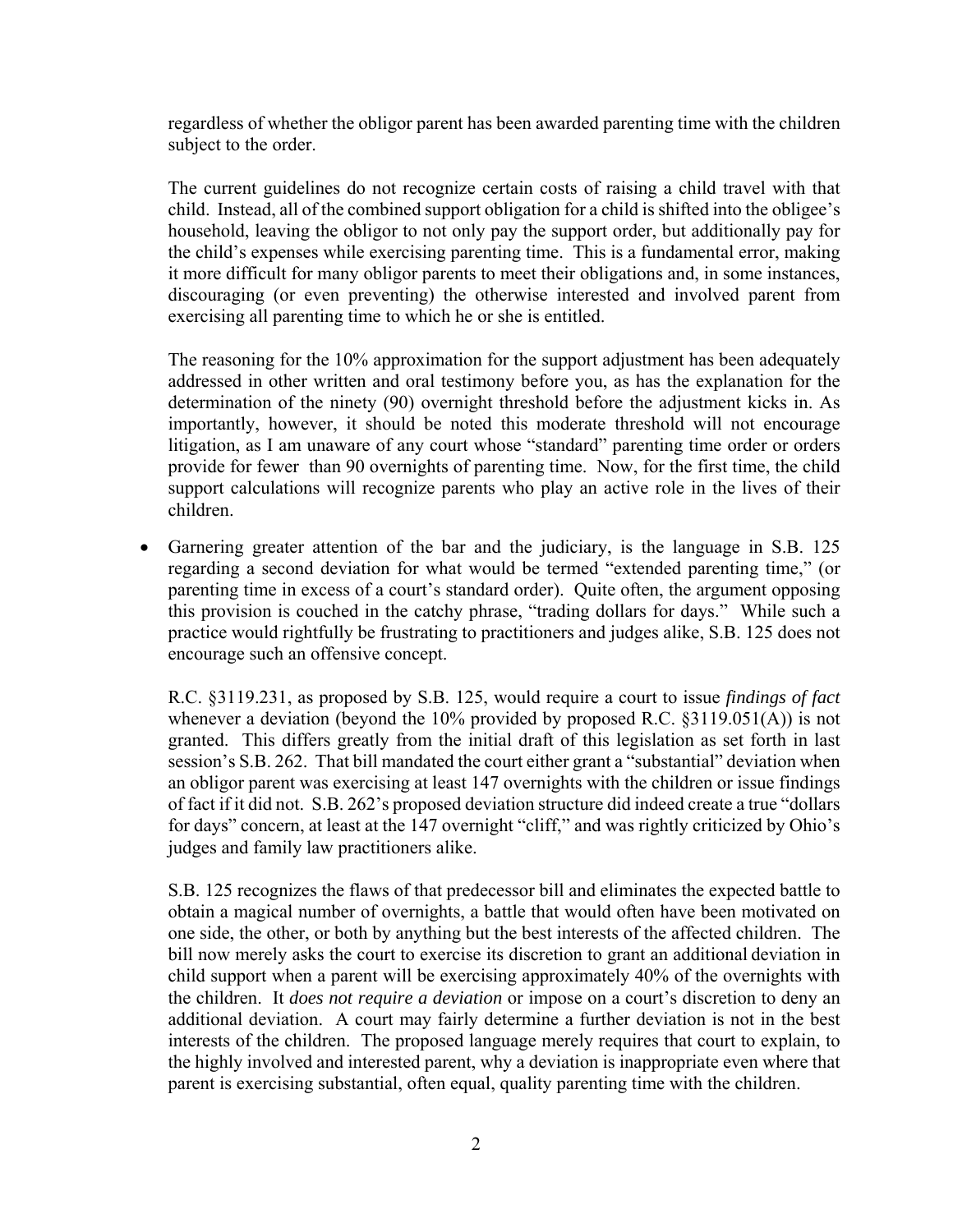regardless of whether the obligor parent has been awarded parenting time with the children subject to the order.

The current guidelines do not recognize certain costs of raising a child travel with that child. Instead, all of the combined support obligation for a child is shifted into the obligee's household, leaving the obligor to not only pay the support order, but additionally pay for the child's expenses while exercising parenting time. This is a fundamental error, making it more difficult for many obligor parents to meet their obligations and, in some instances, discouraging (or even preventing) the otherwise interested and involved parent from exercising all parenting time to which he or she is entitled.

The reasoning for the 10% approximation for the support adjustment has been adequately addressed in other written and oral testimony before you, as has the explanation for the determination of the ninety (90) overnight threshold before the adjustment kicks in. As importantly, however, it should be noted this moderate threshold will not encourage litigation, as I am unaware of any court whose "standard" parenting time order or orders provide for fewer than 90 overnights of parenting time. Now, for the first time, the child support calculations will recognize parents who play an active role in the lives of their children.

- Garnering greater attention of the bar and the judiciary, is the language in S.B. 125 regarding a second deviation for what would be termed "extended parenting time," (or parenting time in excess of a court's standard order). Quite often, the argument opposing this provision is couched in the catchy phrase, "trading dollars for days." While such a practice would rightfully be frustrating to practitioners and judges alike, S.B. 125 does not encourage such an offensive concept.

  R.C. §3119.231, as proposed by S.B. 125, would require a court to issue *findings of fact* whenever a deviation (beyond the 10% provided by proposed R.C. §3119.051(A)) is not granted. This differs greatly from the initial draft of this legislation as set forth in last session's S.B. 262. That bill mandated the court either grant a "substantial" deviation when an obligor parent was exercising at least 147 overnights with the children or issue findings of fact if it did not. S.B. 262's proposed deviation structure did indeed create a true "dollars for days" concern, at least at the 147 overnight "cliff," and was rightly criticized by Ohio's judges and family law practitioners alike.

  S.B. 125 recognizes the flaws of that predecessor bill and eliminates the expected battle to obtain a magical number of overnights, a battle that would often have been motivated on one side, the other, or both by anything but the best interests of the affected children. The bill now merely asks the court to exercise its discretion to grant an additional deviation in child support when a parent will be exercising approximately 40% of the overnights with the children. It *does not require a deviation* or impose on a court's discretion to deny an additional deviation. A court may fairly determine a further deviation is not in the best interests of the children. The proposed language merely requires that court to explain, to the highly involved and interested parent, why a deviation is inappropriate even where that parent is exercising substantial, often equal, quality parenting time with the children.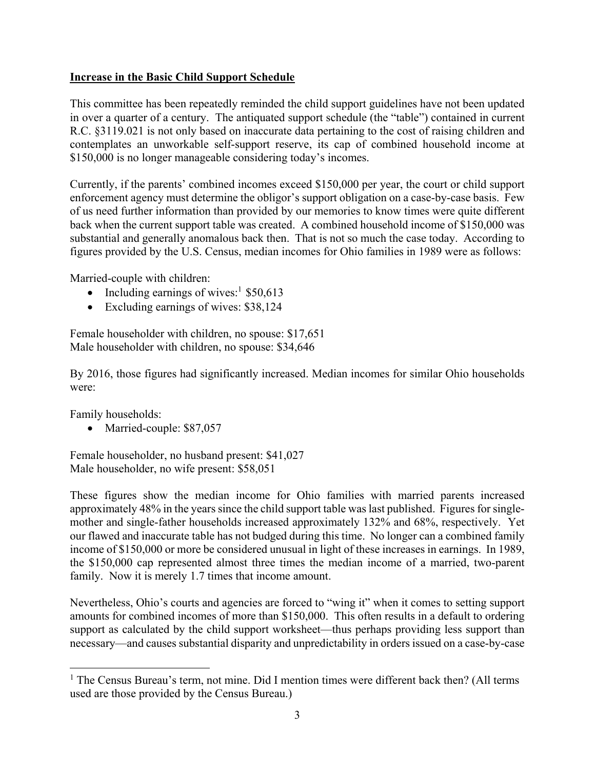**Increase in the Basic Child Support Schedule**

This committee has been repeatedly reminded the child support guidelines have not been updated in over a quarter of a century. The antiquated support schedule (the "table") contained in current R.C. §3119.021 is not only based on inaccurate data pertaining to the cost of raising children and contemplates an unworkable self-support reserve, its cap of combined household income at $150,000 is no longer manageable considering today's incomes.

Currently, if the parents' combined incomes exceed $150,000 per year, the court or child support enforcement agency must determine the obligor's support obligation on a case-by-case basis. Few of us need further information than provided by our memories to know times were quite different back when the current support table was created. A combined household income of $150,000 was substantial and generally anomalous back then. That is not so much the case today. According to figures provided by the U.S. Census, median incomes for Ohio families in 1989 were as follows:

Married-couple with children:

- Including earnings of wives:[1] $50,613
- Excluding earnings of wives: $38,124

Female householder with children, no spouse: $17,651
Male householder with children, no spouse: $34,646

By 2016, those figures had significantly increased. Median incomes for similar Ohio households were:

Family households:

- Married-couple: $87,057

Female householder, no husband present: $41,027
Male householder, no wife present: $58,051

These figures show the median income for Ohio families with married parents increased approximately 48% in the years since the child support table was last published. Figures for single-mother and single-father households increased approximately 132% and 68%, respectively. Yet our flawed and inaccurate table has not budged during this time. No longer can a combined family income of $150,000 or more be considered unusual in light of these increases in earnings. In 1989, the $150,000 cap represented almost three times the median income of a married, two-parent family. Now it is merely 1.7 times that income amount.

Nevertheless, Ohio's courts and agencies are forced to "wing it" when it comes to setting support amounts for combined incomes of more than $150,000. This often results in a default to ordering support as calculated by the child support worksheet—thus perhaps providing less support than necessary—and causes substantial disparity and unpredictability in orders issued on a case-by-case

[1] The Census Bureau's term, not mine. Did I mention times were different back then? (All terms used are those provided by the Census Bureau.)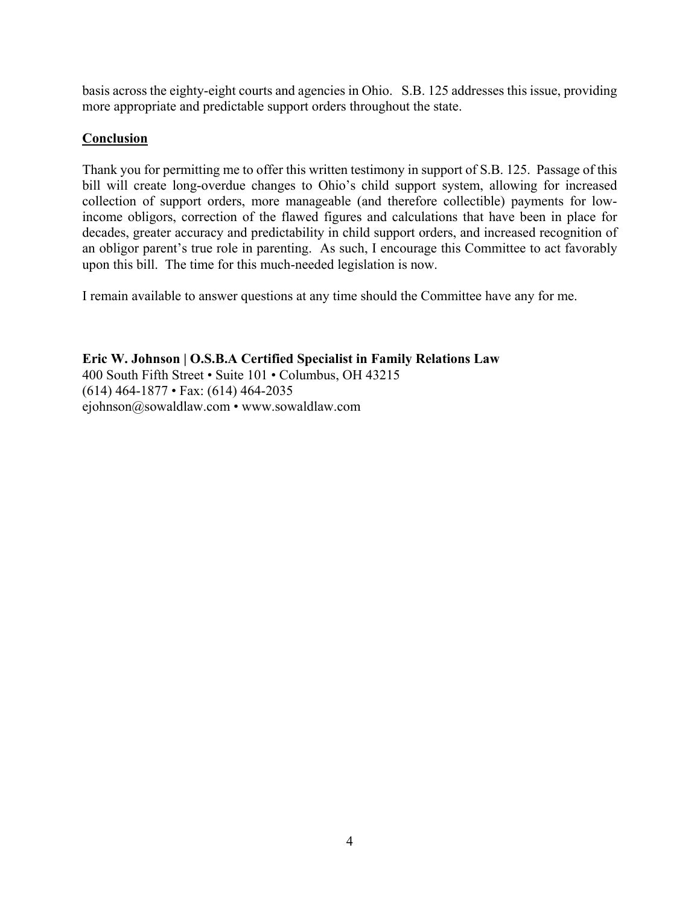basis across the eighty-eight courts and agencies in Ohio. S.B. 125 addresses this issue, providing more appropriate and predictable support orders throughout the state.

**Conclusion**

Thank you for permitting me to offer this written testimony in support of S.B. 125. Passage of this bill will create long-overdue changes to Ohio's child support system, allowing for increased collection of support orders, more manageable (and therefore collectible) payments for low-income obligors, correction of the flawed figures and calculations that have been in place for decades, greater accuracy and predictability in child support orders, and increased recognition of an obligor parent's true role in parenting. As such, I encourage this Committee to act favorably upon this bill. The time for this much-needed legislation is now.

I remain available to answer questions at any time should the Committee have any for me.

**Eric W. Johnson | O.S.B.A Certified Specialist in Family Relations Law**
400 South Fifth Street • Suite 101 • Columbus, OH 43215
(614) 464-1877 • Fax: (614) 464-2035
ejohnson@sowaldlaw.com • www.sowaldlaw.com